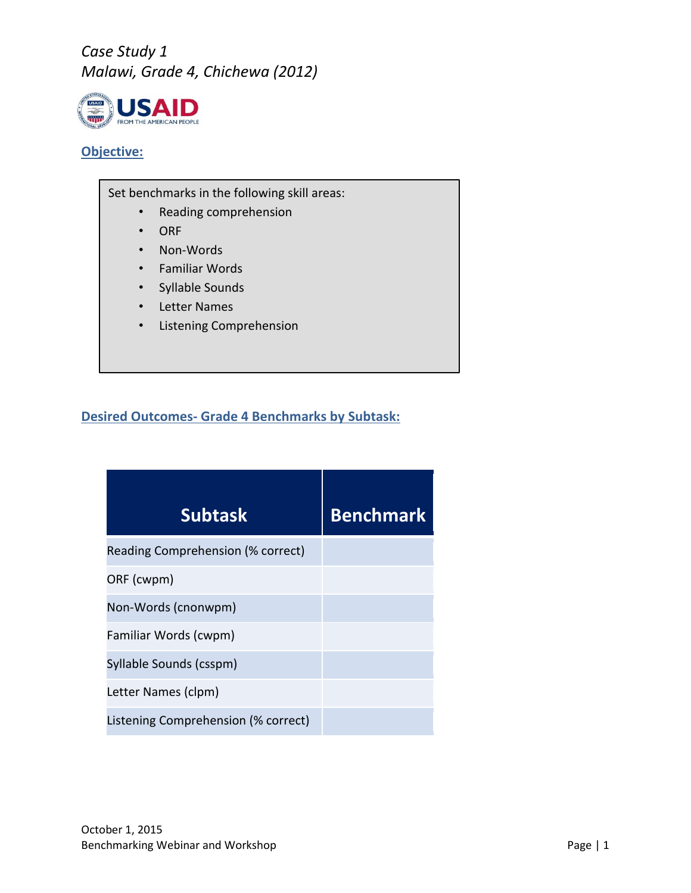*Case Study 1*
*Malawi, Grade 4, Chichewa (2012)*

USAID
FROM THE AMERICAN PEOPLE

## Objective:

Set benchmarks in the following skill areas:

- Reading comprehension
- ORF
- Non-Words
- Familiar Words
- Syllable Sounds
- Letter Names
- Listening Comprehension

## Desired Outcomes- Grade 4 Benchmarks by Subtask:

| Subtask | Benchmark |
|---|---|
| Reading Comprehension (% correct) | |
| ORF (cwpm) | |
| Non-Words (cnonwpm) | |
| Familiar Words (cwpm) | |
| Syllable Sounds (csspm) | |
| Letter Names (clpm) | |
| Listening Comprehension (% correct) | |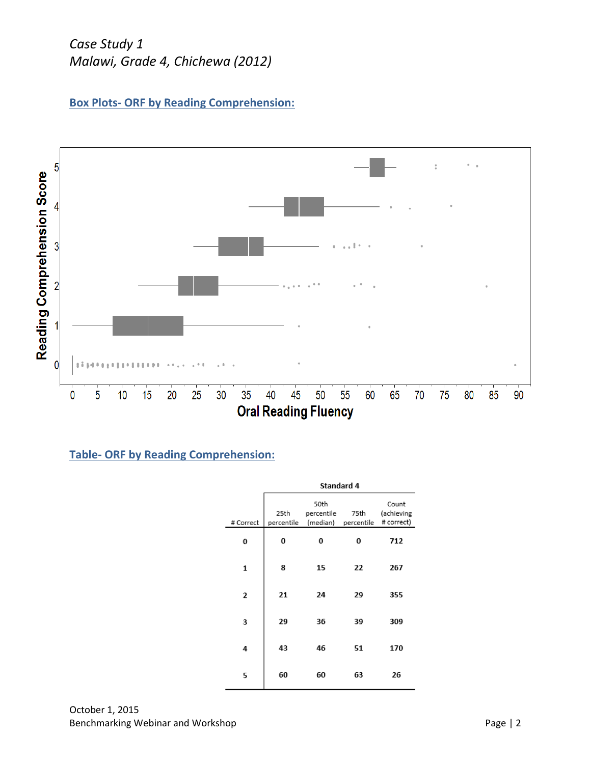*Case Study 1*
*Malawi, Grade 4, Chichewa (2012)*

## Box Plots- ORF by Reading Comprehension:

## Table- ORF by Reading Comprehension:

| | Standard 4 | | | |
|---|---|---|---|---|
| # Correct | 25th percentile | 50th percentile (median) | 75th percentile | Count (achieving # correct) |
| **0** | **0** | **0** | **0** | **712** |
| **1** | **8** | **15** | **22** | **267** |
| **2** | **21** | **24** | **29** | **355** |
| **3** | **29** | **36** | **39** | **309** |
| **4** | **43** | **46** | **51** | **170** |
| **5** | **60** | **60** | **63** | **26** |

October 1, 2015
Benchmarking Webinar and Workshop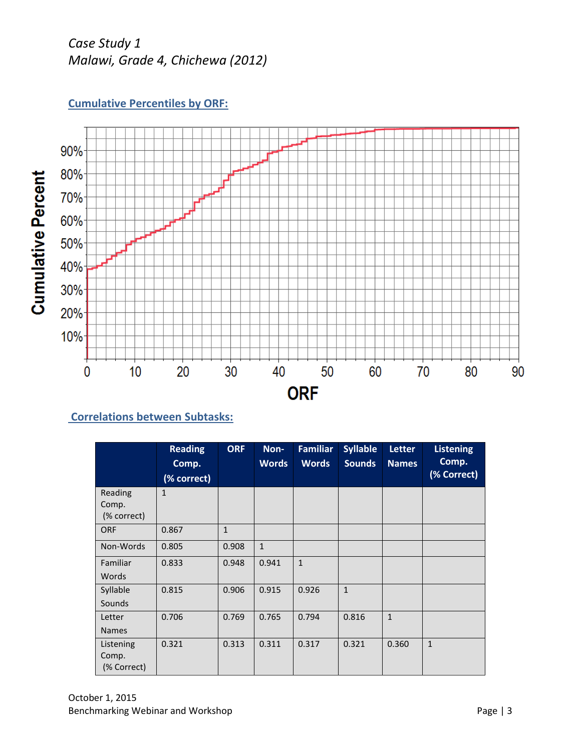*Case Study 1*
*Malawi, Grade 4, Chichewa (2012)*

## Cumulative Percentiles by ORF:

## Correlations between Subtasks:

| | Reading Comp. (% correct) | ORF | Non-Words | Familiar Words | Syllable Sounds | Letter Names | Listening Comp. (% Correct) |
|---|---|---|---|---|---|---|---|
| Reading Comp. (% correct) | 1 | | | | | | |
| ORF | 0.867 | 1 | | | | | |
| Non-Words | 0.805 | 0.908 | 1 | | | | |
| Familiar Words | 0.833 | 0.948 | 0.941 | 1 | | | |
| Syllable Sounds | 0.815 | 0.906 | 0.915 | 0.926 | 1 | | |
| Letter Names | 0.706 | 0.769 | 0.765 | 0.794 | 0.816 | 1 | |
| Listening Comp. (% Correct) | 0.321 | 0.313 | 0.311 | 0.317 | 0.321 | 0.360 | 1 |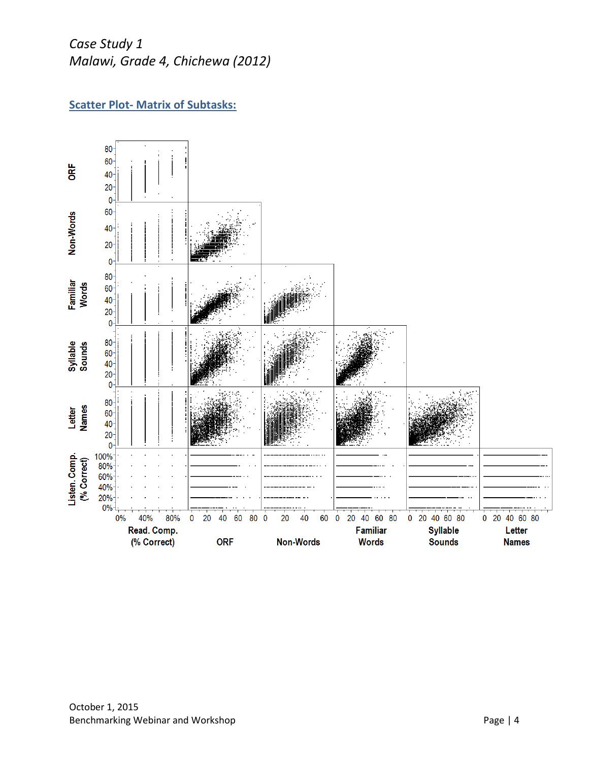*Case Study 1*
*Malawi, Grade 4, Chichewa (2012)*

## Scatter Plot- Matrix of Subtasks: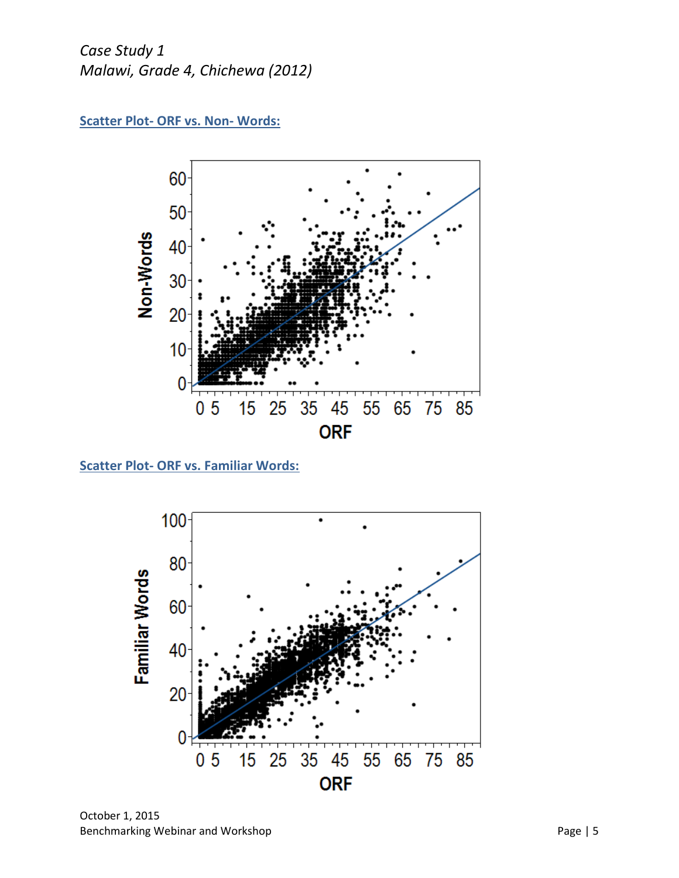*Case Study 1*
*Malawi, Grade 4, Chichewa (2012)*

**Scatter Plot- ORF vs. Non- Words:**

**Scatter Plot- ORF vs. Familiar Words:**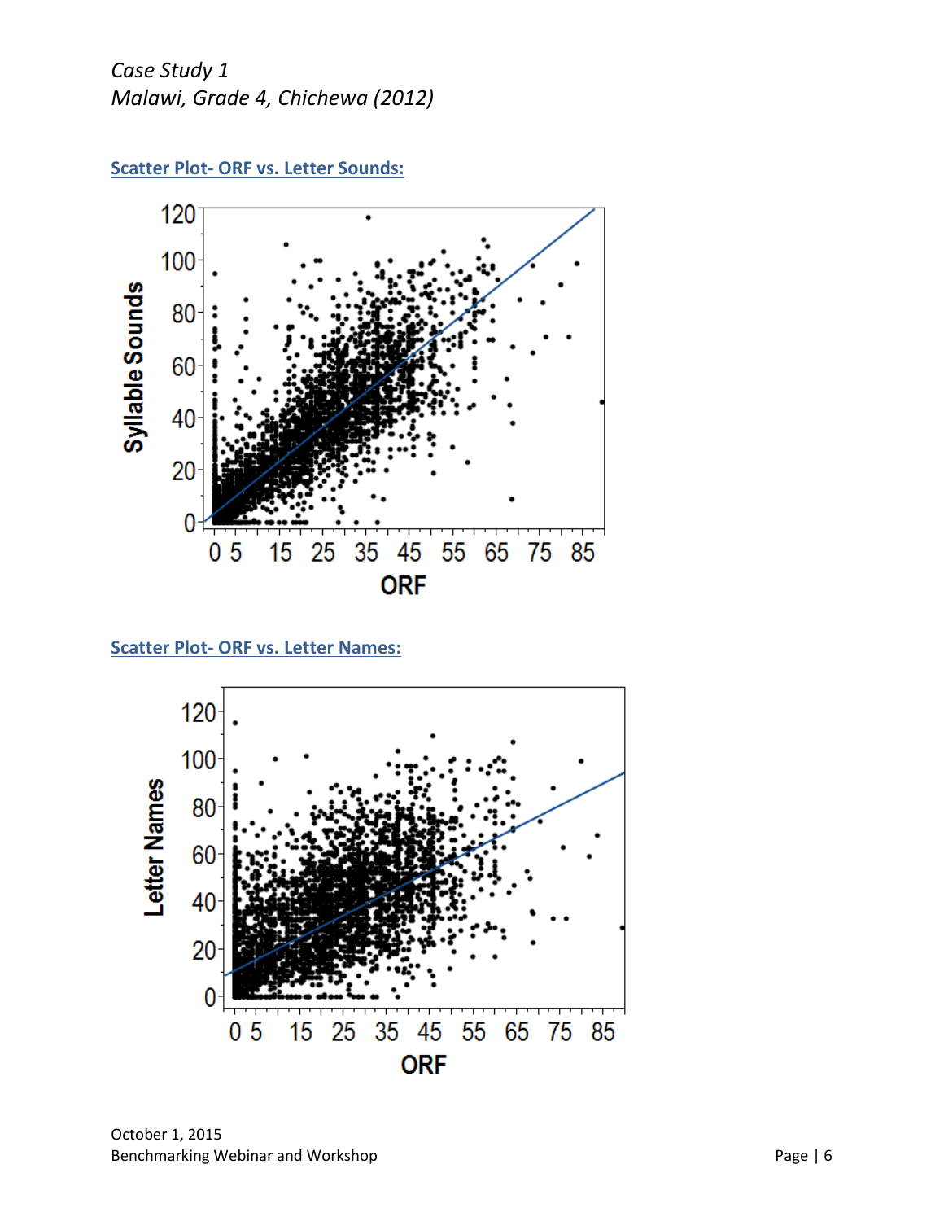*Case Study 1*
*Malawi, Grade 4, Chichewa (2012)*

**Scatter Plot- ORF vs. Letter Sounds:**

**Scatter Plot- ORF vs. Letter Names:**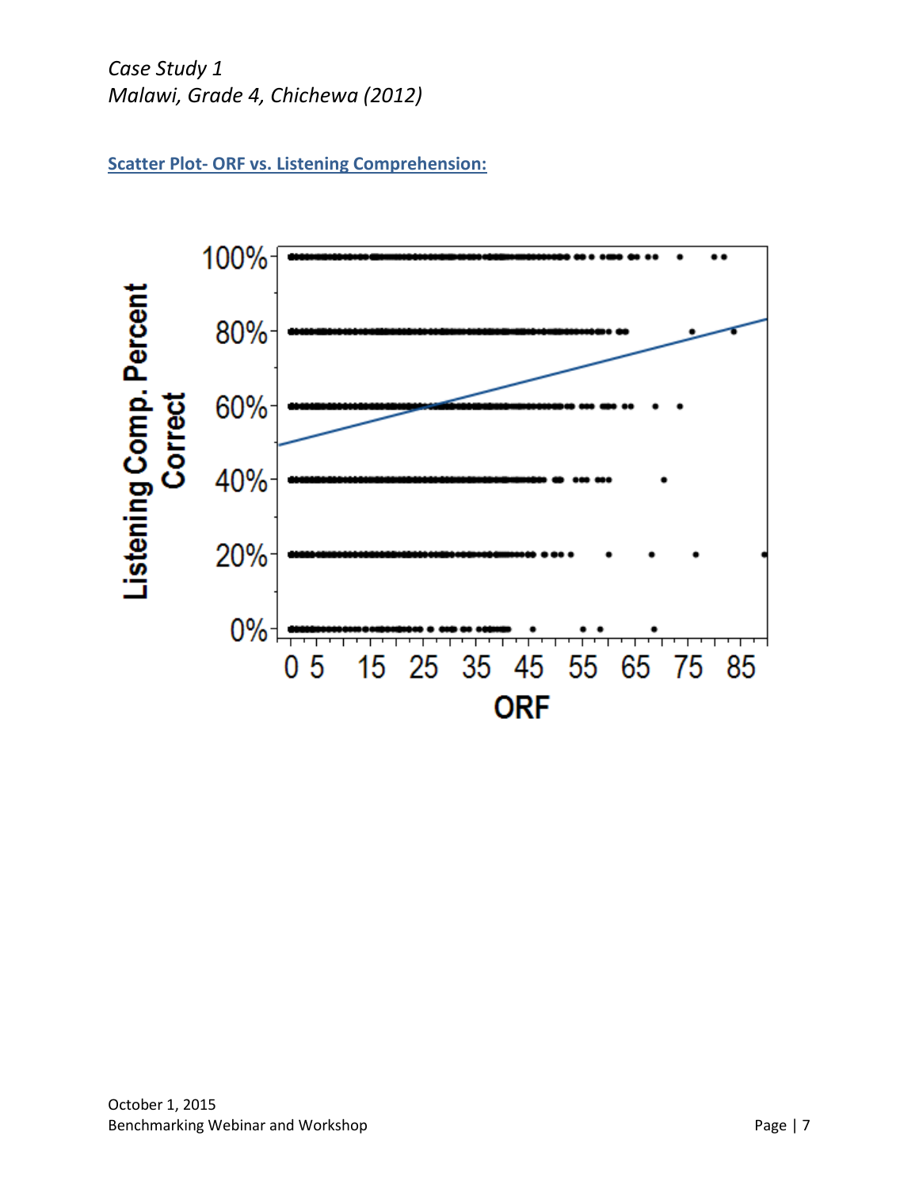*Case Study 1*
*Malawi, Grade 4, Chichewa (2012)*

**Scatter Plot- ORF vs. Listening Comprehension:**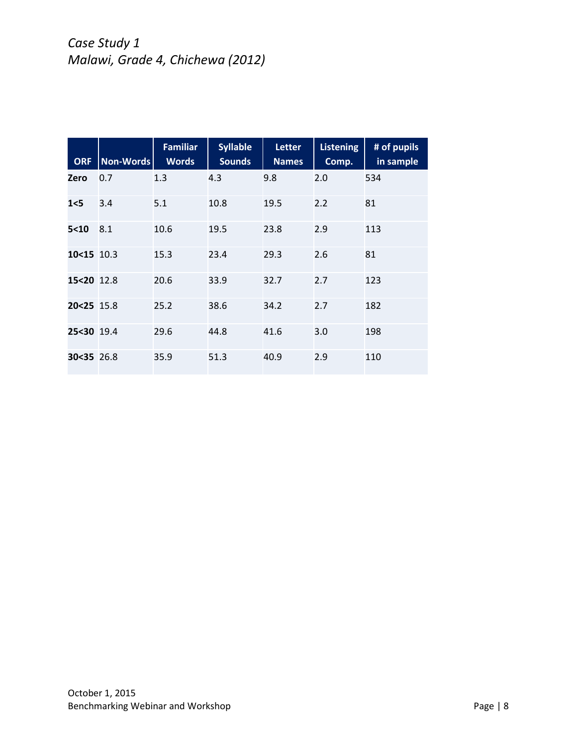*Case Study 1*
*Malawi, Grade 4, Chichewa (2012)*

| ORF | Non-Words | Familiar Words | Syllable Sounds | Letter Names | Listening Comp. | # of pupils in sample |
|---|---|---|---|---|---|---|
| **Zero** | 0.7 | 1.3 | 4.3 | 9.8 | 2.0 | 534 |
| **1<5** | 3.4 | 5.1 | 10.8 | 19.5 | 2.2 | 81 |
| **5<10** | 8.1 | 10.6 | 19.5 | 23.8 | 2.9 | 113 |
| **10<15** | 10.3 | 15.3 | 23.4 | 29.3 | 2.6 | 81 |
| **15<20** | 12.8 | 20.6 | 33.9 | 32.7 | 2.7 | 123 |
| **20<25** | 15.8 | 25.2 | 38.6 | 34.2 | 2.7 | 182 |
| **25<30** | 19.4 | 29.6 | 44.8 | 41.6 | 3.0 | 198 |
| **30<35** | 26.8 | 35.9 | 51.3 | 40.9 | 2.9 | 110 |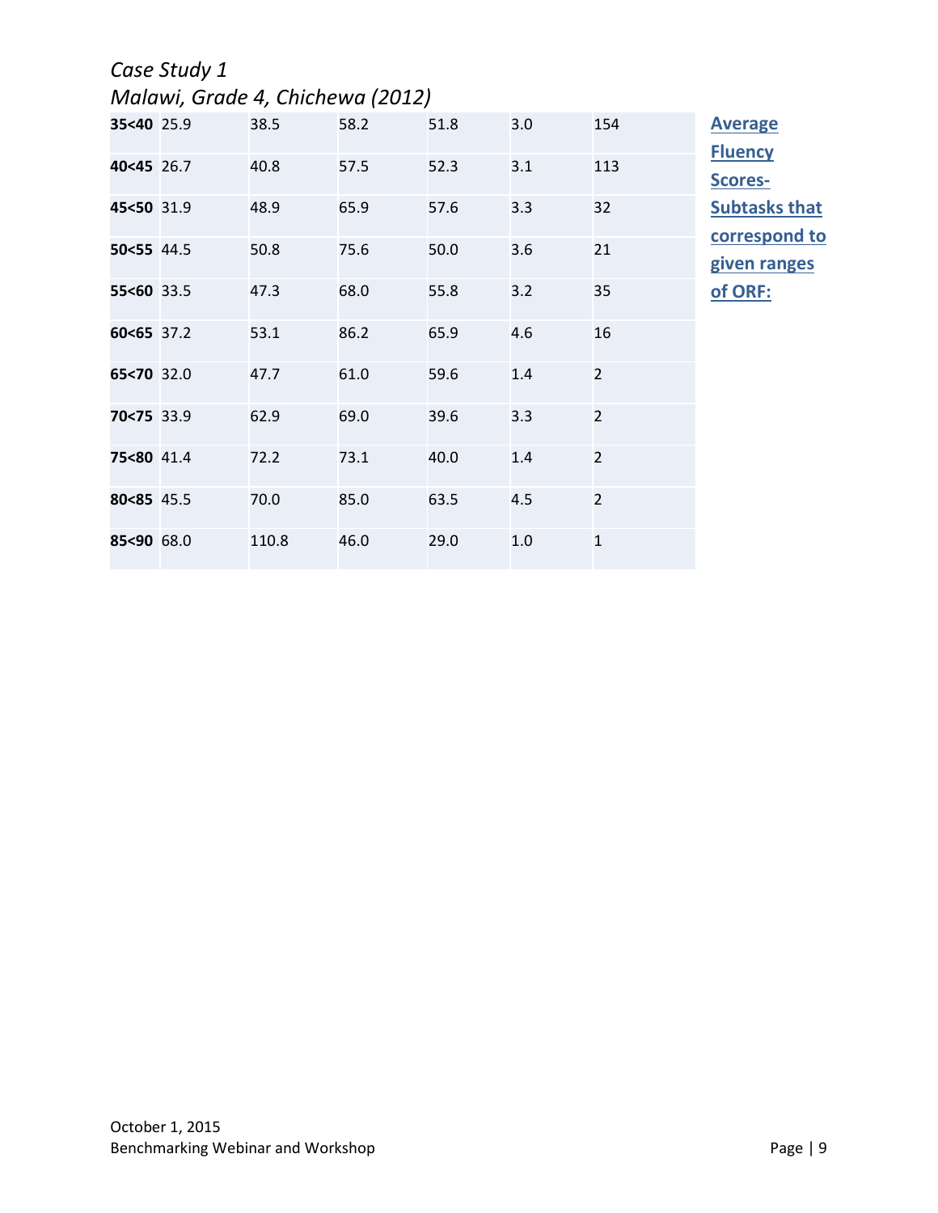*Case Study 1*
*Malawi, Grade 4, Chichewa (2012)*

| | | | | | | |
|---|---|---|---|---|---|---|
| **35<40** | 25.9 | 38.5 | 58.2 | 51.8 | 3.0 | 154 |
| **40<45** | 26.7 | 40.8 | 57.5 | 52.3 | 3.1 | 113 |
| **45<50** | 31.9 | 48.9 | 65.9 | 57.6 | 3.3 | 32 |
| **50<55** | 44.5 | 50.8 | 75.6 | 50.0 | 3.6 | 21 |
| **55<60** | 33.5 | 47.3 | 68.0 | 55.8 | 3.2 | 35 |
| **60<65** | 37.2 | 53.1 | 86.2 | 65.9 | 4.6 | 16 |
| **65<70** | 32.0 | 47.7 | 61.0 | 59.6 | 1.4 | 2 |
| **70<75** | 33.9 | 62.9 | 69.0 | 39.6 | 3.3 | 2 |
| **75<80** | 41.4 | 72.2 | 73.1 | 40.0 | 1.4 | 2 |
| **80<85** | 45.5 | 70.0 | 85.0 | 63.5 | 4.5 | 2 |
| **85<90** | 68.0 | 110.8 | 46.0 | 29.0 | 1.0 | 1 |

**Average Fluency Scores- Subtasks that correspond to given ranges of ORF:**

October 1, 2015
Benchmarking Webinar and Workshop